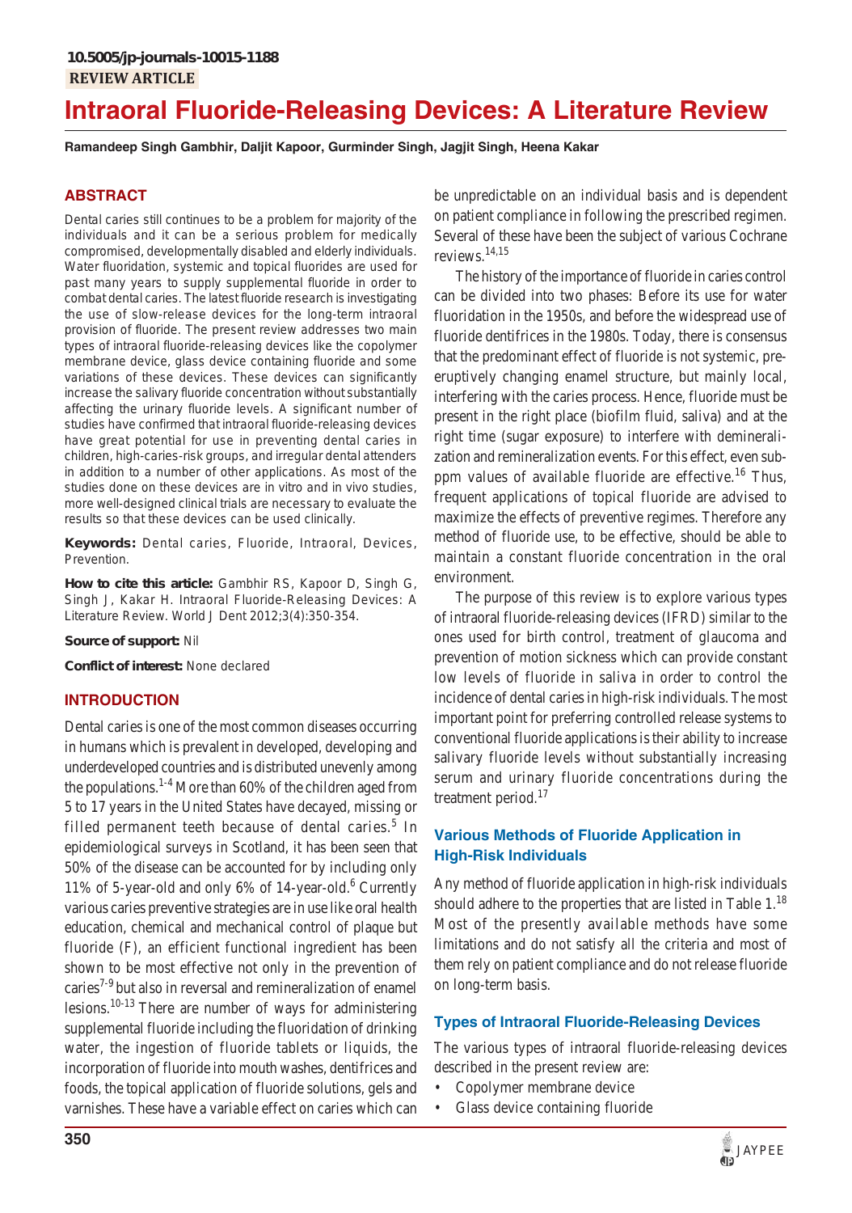10.5005/jp-journals-10015-1188

REVIEW ARTICLE

# Intraoral Fluoride-Releasing Devices: A Literature Review

**Ramandeep Singh Gambhir, Daljit Kapoor, Gurminder Singh, Jagjit Singh, Heena Kakar**

## ABSTRACT

Dental caries still continues to be a problem for majority of the individuals and it can be a serious problem for medically compromised, developmentally disabled and elderly individuals. Water fluoridation, systemic and topical fluorides are used for past many years to supply supplemental fluoride in order to combat dental caries. The latest fluoride research is investigating the use of slow-release devices for the long-term intraoral provision of fluoride. The present review addresses two main types of intraoral fluoride-releasing devices like the copolymer membrane device, glass device containing fluoride and some variations of these devices. These devices can significantly increase the salivary fluoride concentration without substantially affecting the urinary fluoride levels. A significant number of studies have confirmed that intraoral fluoride-releasing devices have great potential for use in preventing dental caries in children, high-caries-risk groups, and irregular dental attenders in addition to a number of other applications. As most of the studies done on these devices are in vitro and in vivo studies, more well-designed clinical trials are necessary to evaluate the results so that these devices can be used clinically.

**Keywords:** Dental caries, Fluoride, Intraoral, Devices, Prevention.

**How to cite this article:** Gambhir RS, Kapoor D, Singh G, Singh J, Kakar H. Intraoral Fluoride-Releasing Devices: A Literature Review. World J Dent 2012;3(4):350-354.

**Source of support:** Nil

**Conflict of interest:** None declared

## INTRODUCTION

Dental caries is one of the most common diseases occurring in humans which is prevalent in developed, developing and underdeveloped countries and is distributed unevenly among the populations.[1-4] More than 60% of the children aged from 5 to 17 years in the United States have decayed, missing or filled permanent teeth because of dental caries.[5] In epidemiological surveys in Scotland, it has been seen that 50% of the disease can be accounted for by including only 11% of 5-year-old and only 6% of 14-year-old.[6] Currently various caries preventive strategies are in use like oral health education, chemical and mechanical control of plaque but fluoride (F), an efficient functional ingredient has been shown to be most effective not only in the prevention of caries[7-9] but also in reversal and remineralization of enamel lesions.[10-13] There are number of ways for administering supplemental fluoride including the fluoridation of drinking water, the ingestion of fluoride tablets or liquids, the incorporation of fluoride into mouth washes, dentifrices and foods, the topical application of fluoride solutions, gels and varnishes. These have a variable effect on caries which can be unpredictable on an individual basis and is dependent on patient compliance in following the prescribed regimen. Several of these have been the subject of various Cochrane reviews.[14,15]

The history of the importance of fluoride in caries control can be divided into two phases: Before its use for water fluoridation in the 1950s, and before the widespread use of fluoride dentifrices in the 1980s. Today, there is consensus that the predominant effect of fluoride is not systemic, pre-eruptively changing enamel structure, but mainly local, interfering with the caries process. Hence, fluoride must be present in the right place (biofilm fluid, saliva) and at the right time (sugar exposure) to interfere with demineralization and remineralization events. For this effect, even sub-ppm values of available fluoride are effective.[16] Thus, frequent applications of topical fluoride are advised to maximize the effects of preventive regimes. Therefore any method of fluoride use, to be effective, should be able to maintain a constant fluoride concentration in the oral environment.

The purpose of this review is to explore various types of intraoral fluoride-releasing devices (IFRD) similar to the ones used for birth control, treatment of glaucoma and prevention of motion sickness which can provide constant low levels of fluoride in saliva in order to control the incidence of dental caries in high-risk individuals. The most important point for preferring controlled release systems to conventional fluoride applications is their ability to increase salivary fluoride levels without substantially increasing serum and urinary fluoride concentrations during the treatment period.[17]

### Various Methods of Fluoride Application in High-Risk Individuals

Any method of fluoride application in high-risk individuals should adhere to the properties that are listed in Table 1.[18] Most of the presently available methods have some limitations and do not satisfy all the criteria and most of them rely on patient compliance and do not release fluoride on long-term basis.

### Types of Intraoral Fluoride-Releasing Devices

The various types of intraoral fluoride-releasing devices described in the present review are:

- Copolymer membrane device
- Glass device containing fluoride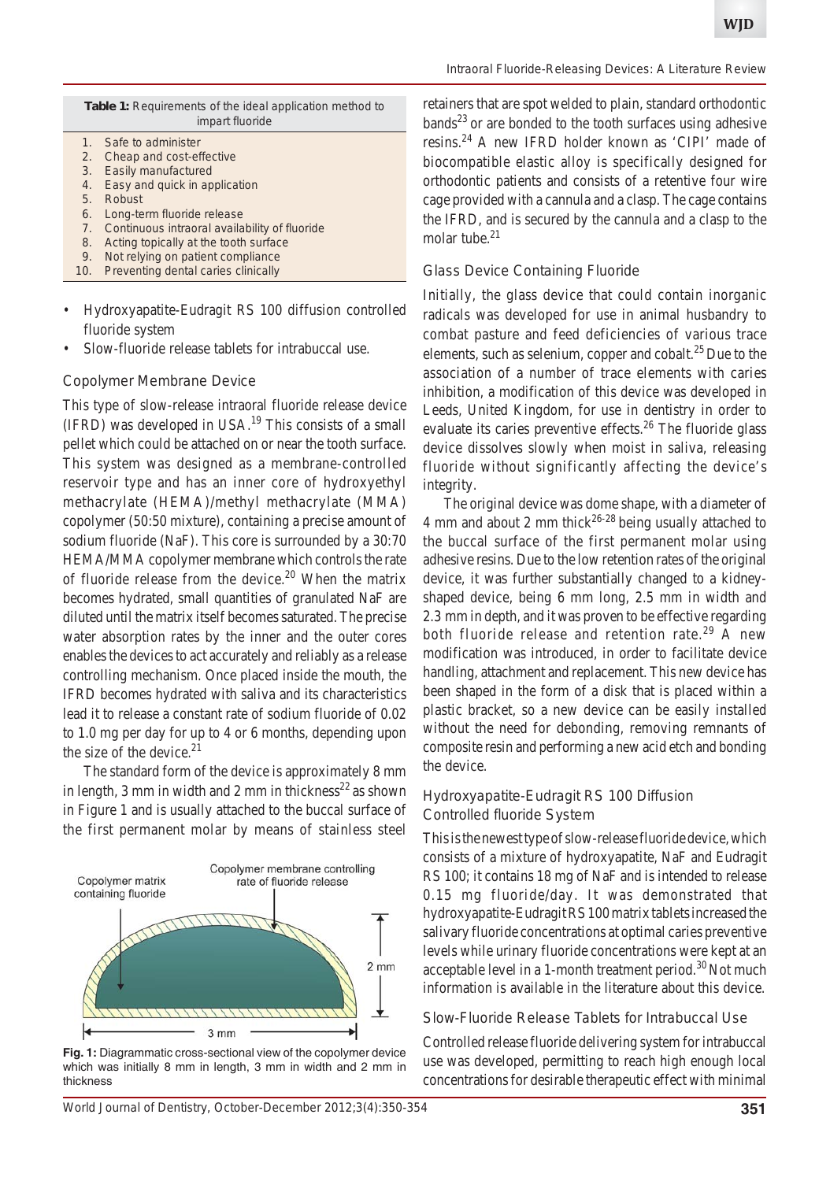**Table 1:** Requirements of the ideal application method to impart fluoride

1. Safe to administer
2. Cheap and cost-effective
3. Easily manufactured
4. Easy and quick in application
5. Robust
6. Long-term fluoride release
7. Continuous intraoral availability of fluoride
8. Acting topically at the tooth surface
9. Not relying on patient compliance
10. Preventing dental caries clinically

- Hydroxyapatite-Eudragit RS 100 diffusion controlled fluoride system
- Slow-fluoride release tablets for intrabuccal use.

## Copolymer Membrane Device

This type of slow-release intraoral fluoride release device (IFRD) was developed in USA.[19] This consists of a small pellet which could be attached on or near the tooth surface. This system was designed as a membrane-controlled reservoir type and has an inner core of hydroxyethyl methacrylate (HEMA)/methyl methacrylate (MMA) copolymer (50:50 mixture), containing a precise amount of sodium fluoride (NaF). This core is surrounded by a 30:70 HEMA/MMA copolymer membrane which controls the rate of fluoride release from the device.[20] When the matrix becomes hydrated, small quantities of granulated NaF are diluted until the matrix itself becomes saturated. The precise water absorption rates by the inner and the outer cores enables the devices to act accurately and reliably as a release controlling mechanism. Once placed inside the mouth, the IFRD becomes hydrated with saliva and its characteristics lead it to release a constant rate of sodium fluoride of 0.02 to 1.0 mg per day for up to 4 or 6 months, depending upon the size of the device.[21]

The standard form of the device is approximately 8 mm in length, 3 mm in width and 2 mm in thickness[22] as shown in Figure 1 and is usually attached to the buccal surface of the first permanent molar by means of stainless steel retainers that are spot welded to plain, standard orthodontic bands[23] or are bonded to the tooth surfaces using adhesive resins.[24] A new IFRD holder known as 'CIPI' made of biocompatible elastic alloy is specifically designed for orthodontic patients and consists of a retentive four wire cage provided with a cannula and a clasp. The cage contains the IFRD, and is secured by the cannula and a clasp to the molar tube.[21]

**Fig. 1:** Diagrammatic cross-sectional view of the copolymer device which was initially 8 mm in length, 3 mm in width and 2 mm in thickness

## Glass Device Containing Fluoride

Initially, the glass device that could contain inorganic radicals was developed for use in animal husbandry to combat pasture and feed deficiencies of various trace elements, such as selenium, copper and cobalt.[25] Due to the association of a number of trace elements with caries inhibition, a modification of this device was developed in Leeds, United Kingdom, for use in dentistry in order to evaluate its caries preventive effects.[26] The fluoride glass device dissolves slowly when moist in saliva, releasing fluoride without significantly affecting the device's integrity.

The original device was dome shape, with a diameter of 4 mm and about 2 mm thick[26-28] being usually attached to the buccal surface of the first permanent molar using adhesive resins. Due to the low retention rates of the original device, it was further substantially changed to a kidney-shaped device, being 6 mm long, 2.5 mm in width and 2.3 mm in depth, and it was proven to be effective regarding both fluoride release and retention rate.[29] A new modification was introduced, in order to facilitate device handling, attachment and replacement. This new device has been shaped in the form of a disk that is placed within a plastic bracket, so a new device can be easily installed without the need for debonding, removing remnants of composite resin and performing a new acid etch and bonding the device.

## Hydroxyapatite-Eudragit RS 100 Diffusion Controlled fluoride System

This is the newest type of slow-release fluoride device, which consists of a mixture of hydroxyapatite, NaF and Eudragit RS 100; it contains 18 mg of NaF and is intended to release 0.15 mg fluoride/day. It was demonstrated that hydroxyapatite-Eudragit RS 100 matrix tablets increased the salivary fluoride concentrations at optimal caries preventive levels while urinary fluoride concentrations were kept at an acceptable level in a 1-month treatment period.[30] Not much information is available in the literature about this device.

## Slow-Fluoride Release Tablets for Intrabuccal Use

Controlled release fluoride delivering system for intrabuccal use was developed, permitting to reach high enough local concentrations for desirable therapeutic effect with minimal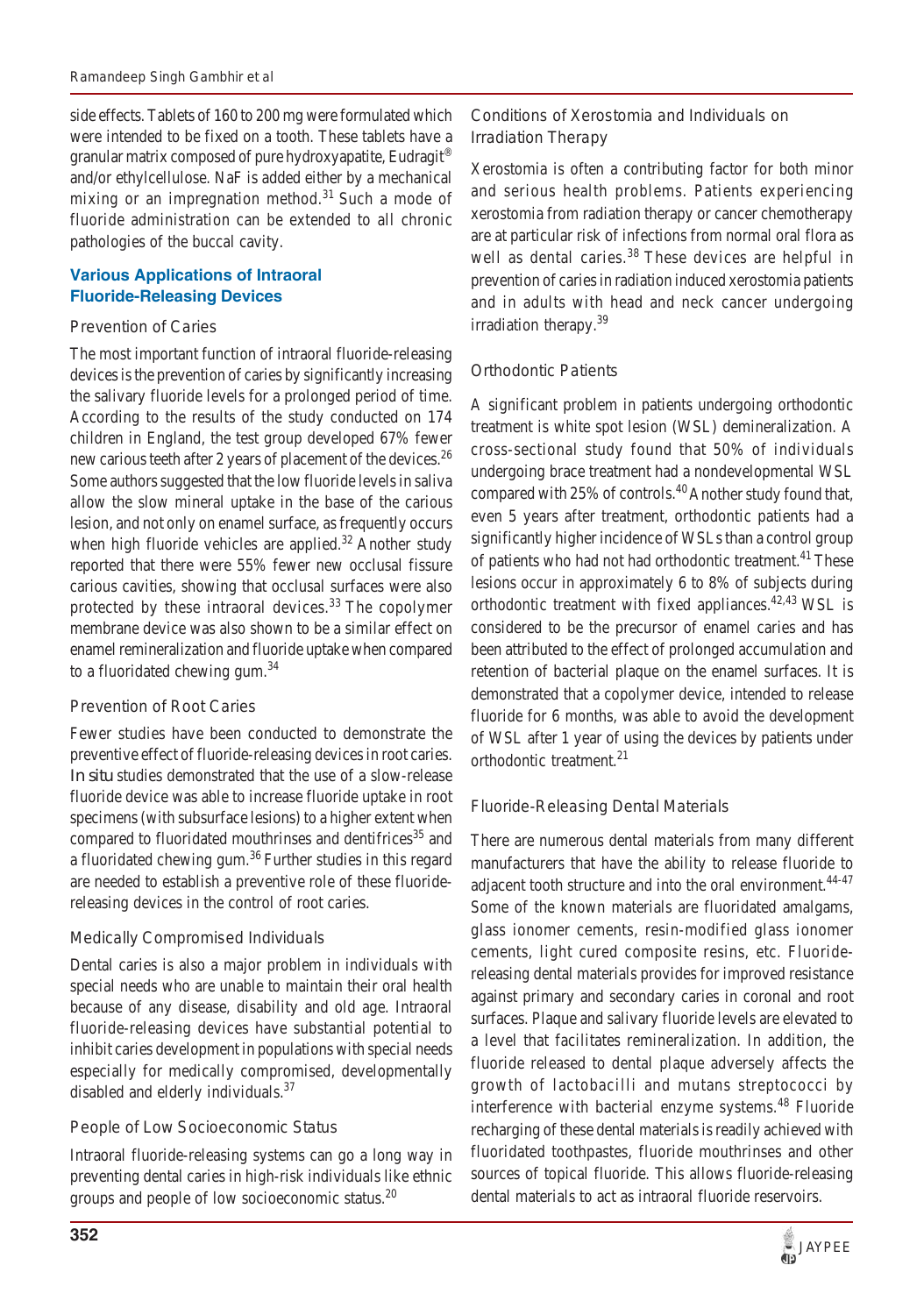side effects. Tablets of 160 to 200 mg were formulated which were intended to be fixed on a tooth. These tablets have a granular matrix composed of pure hydroxyapatite, Eudragit® and/or ethylcellulose. NaF is added either by a mechanical mixing or an impregnation method.[31] Such a mode of fluoride administration can be extended to all chronic pathologies of the buccal cavity.

## Various Applications of Intraoral Fluoride-Releasing Devices

### Prevention of Caries

The most important function of intraoral fluoride-releasing devices is the prevention of caries by significantly increasing the salivary fluoride levels for a prolonged period of time. According to the results of the study conducted on 174 children in England, the test group developed 67% fewer new carious teeth after 2 years of placement of the devices.[26] Some authors suggested that the low fluoride levels in saliva allow the slow mineral uptake in the base of the carious lesion, and not only on enamel surface, as frequently occurs when high fluoride vehicles are applied.[32] Another study reported that there were 55% fewer new occlusal fissure carious cavities, showing that occlusal surfaces were also protected by these intraoral devices.[33] The copolymer membrane device was also shown to be a similar effect on enamel remineralization and fluoride uptake when compared to a fluoridated chewing gum.[34]

### Prevention of Root Caries

Fewer studies have been conducted to demonstrate the preventive effect of fluoride-releasing devices in root caries. *In situ* studies demonstrated that the use of a slow-release fluoride device was able to increase fluoride uptake in root specimens (with subsurface lesions) to a higher extent when compared to fluoridated mouthrinses and dentifrices[35] and a fluoridated chewing gum.[36] Further studies in this regard are needed to establish a preventive role of these fluoride-releasing devices in the control of root caries.

### Medically Compromised Individuals

Dental caries is also a major problem in individuals with special needs who are unable to maintain their oral health because of any disease, disability and old age. Intraoral fluoride-releasing devices have substantial potential to inhibit caries development in populations with special needs especially for medically compromised, developmentally disabled and elderly individuals.[37]

### People of Low Socioeconomic Status

Intraoral fluoride-releasing systems can go a long way in preventing dental caries in high-risk individuals like ethnic groups and people of low socioeconomic status.[20]

### Conditions of Xerostomia and Individuals on Irradiation Therapy

Xerostomia is often a contributing factor for both minor and serious health problems. Patients experiencing xerostomia from radiation therapy or cancer chemotherapy are at particular risk of infections from normal oral flora as well as dental caries.[38] These devices are helpful in prevention of caries in radiation induced xerostomia patients and in adults with head and neck cancer undergoing irradiation therapy.[39]

### Orthodontic Patients

A significant problem in patients undergoing orthodontic treatment is white spot lesion (WSL) demineralization. A cross-sectional study found that 50% of individuals undergoing brace treatment had a nondevelopmental WSL compared with 25% of controls.[40] Another study found that, even 5 years after treatment, orthodontic patients had a significantly higher incidence of WSLs than a control group of patients who had not had orthodontic treatment.[41] These lesions occur in approximately 6 to 8% of subjects during orthodontic treatment with fixed appliances.[42,43] WSL is considered to be the precursor of enamel caries and has been attributed to the effect of prolonged accumulation and retention of bacterial plaque on the enamel surfaces. It is demonstrated that a copolymer device, intended to release fluoride for 6 months, was able to avoid the development of WSL after 1 year of using the devices by patients under orthodontic treatment.[21]

### Fluoride-Releasing Dental Materials

There are numerous dental materials from many different manufacturers that have the ability to release fluoride to adjacent tooth structure and into the oral environment.[44-47] Some of the known materials are fluoridated amalgams, glass ionomer cements, resin-modified glass ionomer cements, light cured composite resins, etc. Fluoride-releasing dental materials provides for improved resistance against primary and secondary caries in coronal and root surfaces. Plaque and salivary fluoride levels are elevated to a level that facilitates remineralization. In addition, the fluoride released to dental plaque adversely affects the growth of lactobacilli and mutans streptococci by interference with bacterial enzyme systems.[48] Fluoride recharging of these dental materials is readily achieved with fluoridated toothpastes, fluoride mouthrinses and other sources of topical fluoride. This allows fluoride-releasing dental materials to act as intraoral fluoride reservoirs.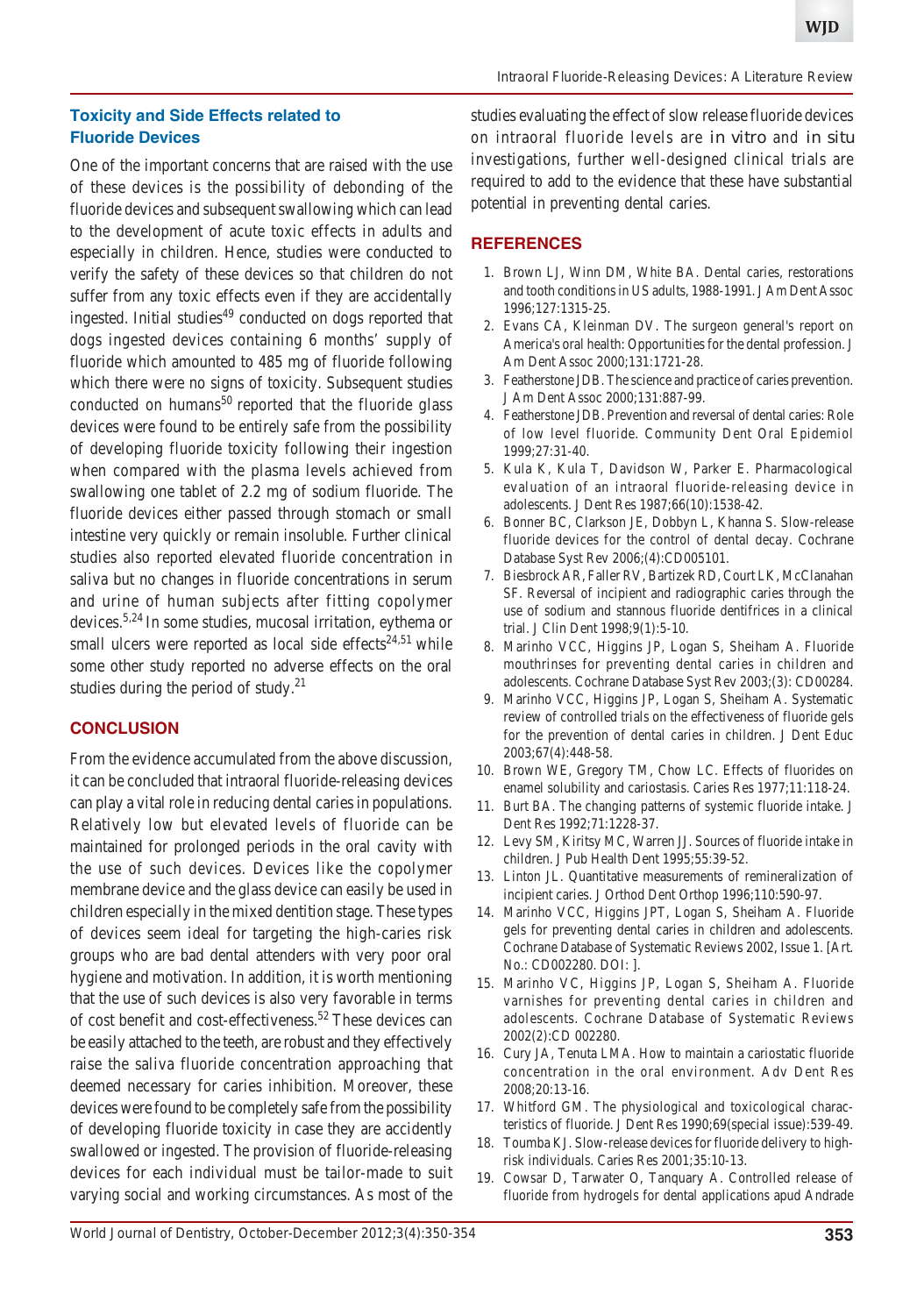## Toxicity and Side Effects related to Fluoride Devices

One of the important concerns that are raised with the use of these devices is the possibility of debonding of the fluoride devices and subsequent swallowing which can lead to the development of acute toxic effects in adults and especially in children. Hence, studies were conducted to verify the safety of these devices so that children do not suffer from any toxic effects even if they are accidentally ingested. Initial studies[49] conducted on dogs reported that dogs ingested devices containing 6 months' supply of fluoride which amounted to 485 mg of fluoride following which there were no signs of toxicity. Subsequent studies conducted on humans[50] reported that the fluoride glass devices were found to be entirely safe from the possibility of developing fluoride toxicity following their ingestion when compared with the plasma levels achieved from swallowing one tablet of 2.2 mg of sodium fluoride. The fluoride devices either passed through stomach or small intestine very quickly or remain insoluble. Further clinical studies also reported elevated fluoride concentration in saliva but no changes in fluoride concentrations in serum and urine of human subjects after fitting copolymer devices.[5,24] In some studies, mucosal irritation, eythema or small ulcers were reported as local side effects[24,51] while some other study reported no adverse effects on the oral studies during the period of study.[21]

## CONCLUSION

From the evidence accumulated from the above discussion, it can be concluded that intraoral fluoride-releasing devices can play a vital role in reducing dental caries in populations. Relatively low but elevated levels of fluoride can be maintained for prolonged periods in the oral cavity with the use of such devices. Devices like the copolymer membrane device and the glass device can easily be used in children especially in the mixed dentition stage. These types of devices seem ideal for targeting the high-caries risk groups who are bad dental attenders with very poor oral hygiene and motivation. In addition, it is worth mentioning that the use of such devices is also very favorable in terms of cost benefit and cost-effectiveness.[52] These devices can be easily attached to the teeth, are robust and they effectively raise the saliva fluoride concentration approaching that deemed necessary for caries inhibition. Moreover, these devices were found to be completely safe from the possibility of developing fluoride toxicity in case they are accidently swallowed or ingested. The provision of fluoride-releasing devices for each individual must be tailor-made to suit varying social and working circumstances. As most of the studies evaluating the effect of slow release fluoride devices on intraoral fluoride levels are *in vitro* and *in situ* investigations, further well-designed clinical trials are required to add to the evidence that these have substantial potential in preventing dental caries.

## REFERENCES

1. Brown LJ, Winn DM, White BA. Dental caries, restorations and tooth conditions in US adults, 1988-1991. J Am Dent Assoc 1996;127:1315-25.
2. Evans CA, Kleinman DV. The surgeon general's report on America's oral health: Opportunities for the dental profession. J Am Dent Assoc 2000;131:1721-28.
3. Featherstone JDB. The science and practice of caries prevention. J Am Dent Assoc 2000;131:887-99.
4. Featherstone JDB. Prevention and reversal of dental caries: Role of low level fluoride. Community Dent Oral Epidemiol 1999;27:31-40.
5. Kula K, Kula T, Davidson W, Parker E. Pharmacological evaluation of an intraoral fluoride-releasing device in adolescents. J Dent Res 1987;66(10):1538-42.
6. Bonner BC, Clarkson JE, Dobbyn L, Khanna S. Slow-release fluoride devices for the control of dental decay. Cochrane Database Syst Rev 2006;(4):CD005101.
7. Biesbrock AR, Faller RV, Bartizek RD, Court LK, McClanahan SF. Reversal of incipient and radiographic caries through the use of sodium and stannous fluoride dentifrices in a clinical trial. J Clin Dent 1998;9(1):5-10.
8. Marinho VCC, Higgins JP, Logan S, Sheiham A. Fluoride mouthrinses for preventing dental caries in children and adolescents. Cochrane Database Syst Rev 2003;(3): CD00284.
9. Marinho VCC, Higgins JP, Logan S, Sheiham A. Systematic review of controlled trials on the effectiveness of fluoride gels for the prevention of dental caries in children. J Dent Educ 2003;67(4):448-58.
10. Brown WE, Gregory TM, Chow LC. Effects of fluorides on enamel solubility and cariostasis. Caries Res 1977;11:118-24.
11. Burt BA. The changing patterns of systemic fluoride intake. J Dent Res 1992;71:1228-37.
12. Levy SM, Kiritsy MC, Warren JJ. Sources of fluoride intake in children. J Pub Health Dent 1995;55:39-52.
13. Linton JL. Quantitative measurements of remineralization of incipient caries. J Orthod Dent Orthop 1996;110:590-97.
14. Marinho VCC, Higgins JPT, Logan S, Sheiham A. Fluoride gels for preventing dental caries in children and adolescents. Cochrane Database of Systematic Reviews 2002, Issue 1. [Art. No.: CD002280. DOI: ].
15. Marinho VC, Higgins JP, Logan S, Sheiham A. Fluoride varnishes for preventing dental caries in children and adolescents. Cochrane Database of Systematic Reviews 2002(2):CD 002280.
16. Cury JA, Tenuta LMA. How to maintain a cariostatic fluoride concentration in the oral environment. Adv Dent Res 2008;20:13-16.
17. Whitford GM. The physiological and toxicological characteristics of fluoride. J Dent Res 1990;69(special issue):539-49.
18. Toumba KJ. Slow-release devices for fluoride delivery to high-risk individuals. Caries Res 2001;35:10-13.
19. Cowsar D, Tarwater O, Tanquary A. Controlled release of fluoride from hydrogels for dental applications apud Andrade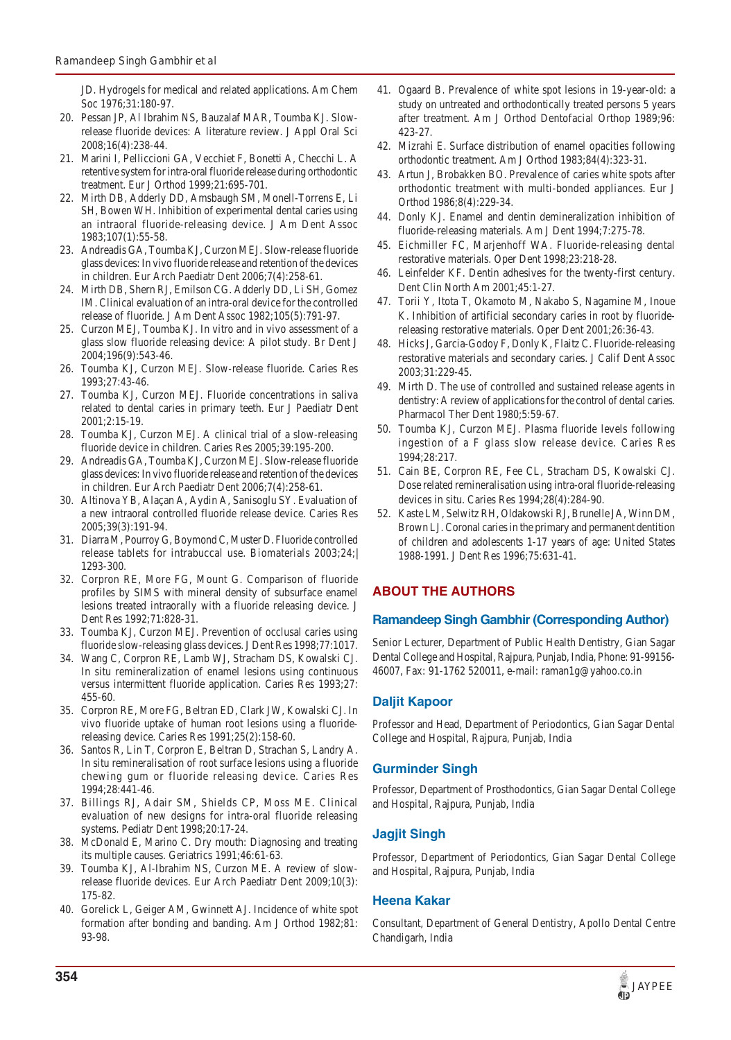JD. Hydrogels for medical and related applications. Am Chem Soc 1976;31:180-97.

20. Pessan JP, Al Ibrahim NS, Bauzalaf MAR, Toumba KJ. Slow-release fluoride devices: A literature review. J Appl Oral Sci 2008;16(4):238-44.
21. Marini I, Pelliccioni GA, Vecchiet F, Bonetti A, Checchi L. A retentive system for intra-oral fluoride release during orthodontic treatment. Eur J Orthod 1999;21:695-701.
22. Mirth DB, Adderly DD, Amsbaugh SM, Monell-Torrens E, Li SH, Bowen WH. Inhibition of experimental dental caries using an intraoral fluoride-releasing device. J Am Dent Assoc 1983;107(1):55-58.
23. Andreadis GA, Toumba KJ, Curzon MEJ. Slow-release fluoride glass devices: In vivo fluoride release and retention of the devices in children. Eur Arch Paediatr Dent 2006;7(4):258-61.
24. Mirth DB, Shern RJ, Emilson CG. Adderly DD, Li SH, Gomez IM. Clinical evaluation of an intra-oral device for the controlled release of fluoride. J Am Dent Assoc 1982;105(5):791-97.
25. Curzon MEJ, Toumba KJ. In vitro and in vivo assessment of a glass slow fluoride releasing device: A pilot study. Br Dent J 2004;196(9):543-46.
26. Toumba KJ, Curzon MEJ. Slow-release fluoride. Caries Res 1993;27:43-46.
27. Toumba KJ, Curzon MEJ. Fluoride concentrations in saliva related to dental caries in primary teeth. Eur J Paediatr Dent 2001;2:15-19.
28. Toumba KJ, Curzon MEJ. A clinical trial of a slow-releasing fluoride device in children. Caries Res 2005;39:195-200.
29. Andreadis GA, Toumba KJ, Curzon MEJ. Slow-release fluoride glass devices: In vivo fluoride release and retention of the devices in children. Eur Arch Paediatr Dent 2006;7(4):258-61.
30. Altinova YB, Alaçan A, Aydin A, Sanisoglu SY. Evaluation of a new intraoral controlled fluoride release device. Caries Res 2005;39(3):191-94.
31. Diarra M, Pourroy G, Boymond C, Muster D. Fluoride controlled release tablets for intrabuccal use. Biomaterials 2003;24;| 1293-300.
32. Corpron RE, More FG, Mount G. Comparison of fluoride profiles by SIMS with mineral density of subsurface enamel lesions treated intraorally with a fluoride releasing device. J Dent Res 1992;71:828-31.
33. Toumba KJ, Curzon MEJ. Prevention of occlusal caries using fluoride slow-releasing glass devices. J Dent Res 1998;77:1017.
34. Wang C, Corpron RE, Lamb WJ, Stracham DS, Kowalski CJ. In situ remineralization of enamel lesions using continuous versus intermittent fluoride application. Caries Res 1993;27: 455-60.
35. Corpron RE, More FG, Beltran ED, Clark JW, Kowalski CJ. In vivo fluoride uptake of human root lesions using a fluoride-releasing device. Caries Res 1991;25(2):158-60.
36. Santos R, Lin T, Corpron E, Beltran D, Strachan S, Landry A. In situ remineralisation of root surface lesions using a fluoride chewing gum or fluoride releasing device. Caries Res 1994;28:441-46.
37. Billings RJ, Adair SM, Shields CP, Moss ME. Clinical evaluation of new designs for intra-oral fluoride releasing systems. Pediatr Dent 1998;20:17-24.
38. McDonald E, Marino C. Dry mouth: Diagnosing and treating its multiple causes. Geriatrics 1991;46:61-63.
39. Toumba KJ, Al-Ibrahim NS, Curzon ME. A review of slow-release fluoride devices. Eur Arch Paediatr Dent 2009;10(3): 175-82.
40. Gorelick L, Geiger AM, Gwinnett AJ. Incidence of white spot formation after bonding and banding. Am J Orthod 1982;81: 93-98.
41. Ogaard B. Prevalence of white spot lesions in 19-year-old: a study on untreated and orthodontically treated persons 5 years after treatment. Am J Orthod Dentofacial Orthop 1989;96: 423-27.
42. Mizrahi E. Surface distribution of enamel opacities following orthodontic treatment. Am J Orthod 1983;84(4):323-31.
43. Artun J, Brobakken BO. Prevalence of caries white spots after orthodontic treatment with multi-bonded appliances. Eur J Orthod 1986;8(4):229-34.
44. Donly KJ. Enamel and dentin demineralization inhibition of fluoride-releasing materials. Am J Dent 1994;7:275-78.
45. Eichmiller FC, Marjenhoff WA. Fluoride-releasing dental restorative materials. Oper Dent 1998;23:218-28.
46. Leinfelder KF. Dentin adhesives for the twenty-first century. Dent Clin North Am 2001;45:1-27.
47. Torii Y, Itota T, Okamoto M, Nakabo S, Nagamine M, Inoue K. Inhibition of artificial secondary caries in root by fluoride-releasing restorative materials. Oper Dent 2001;26:36-43.
48. Hicks J, Garcia-Godoy F, Donly K, Flaitz C. Fluoride-releasing restorative materials and secondary caries. J Calif Dent Assoc 2003;31:229-45.
49. Mirth D. The use of controlled and sustained release agents in dentistry: A review of applications for the control of dental caries. Pharmacol Ther Dent 1980;5:59-67.
50. Toumba KJ, Curzon MEJ. Plasma fluoride levels following ingestion of a F glass slow release device. Caries Res 1994;28:217.
51. Cain BE, Corpron RE, Fee CL, Stracham DS, Kowalski CJ. Dose related remineralisation using intra-oral fluoride-releasing devices in situ. Caries Res 1994;28(4):284-90.
52. Kaste LM, Selwitz RH, Oldakowski RJ, Brunelle JA, Winn DM, Brown LJ. Coronal caries in the primary and permanent dentition of children and adolescents 1-17 years of age: United States 1988-1991. J Dent Res 1996;75:631-41.

## ABOUT THE AUTHORS

### Ramandeep Singh Gambhir (Corresponding Author)

Senior Lecturer, Department of Public Health Dentistry, Gian Sagar Dental College and Hospital, Rajpura, Punjab, India, Phone: 91-99156-46007, Fax: 91-1762 520011, e-mail: raman1g@yahoo.co.in

### Daljit Kapoor

Professor and Head, Department of Periodontics, Gian Sagar Dental College and Hospital, Rajpura, Punjab, India

### Gurminder Singh

Professor, Department of Prosthodontics, Gian Sagar Dental College and Hospital, Rajpura, Punjab, India

### Jagjit Singh

Professor, Department of Periodontics, Gian Sagar Dental College and Hospital, Rajpura, Punjab, India

### Heena Kakar

Consultant, Department of General Dentistry, Apollo Dental Centre Chandigarh, India